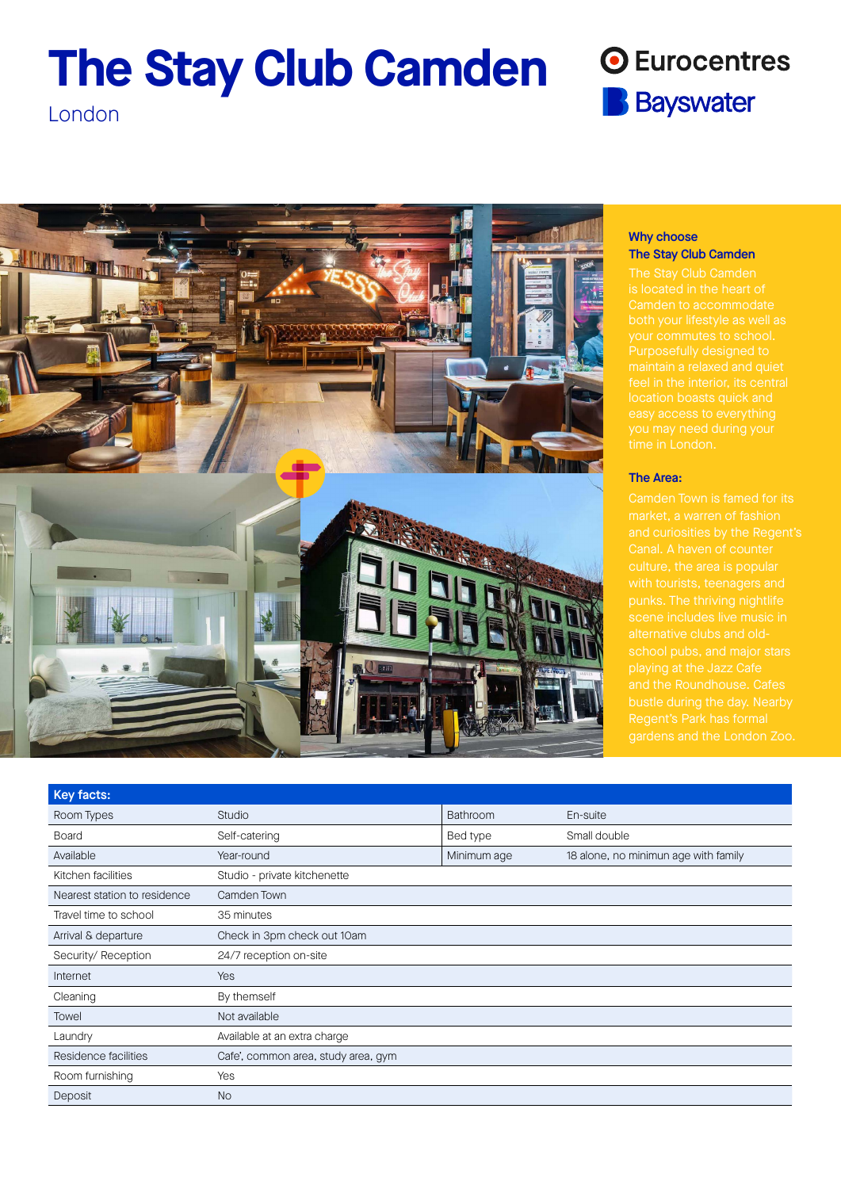# The Stay Club Camden

London

Eurocentres

Bayswater

### Why choose The Stay Club Camden

The Stay Club Camden is located in the heart of Camden to accommodate both your lifestyle as well as your commutes to school. Purposefully designed to maintain a relaxed and quiet feel in the interior, its central location boasts quick and easy access to everything you may need during your time in London.

### The Area:

Camden Town is famed for its market, a warren of fashion and curiosities by the Regent's Canal. A haven of counter culture, the area is popular with tourists, teenagers and punks. The thriving nightlife scene includes live music in alternative clubs and old-school pubs, and major stars playing at the Jazz Cafe and the Roundhouse. Cafes bustle during the day. Nearby Regent's Park has formal gardens and the London Zoo.

| Key facts: | | | |
|---|---|---|---|
| Room Types | Studio | Bathroom | En-suite |
| Board | Self-catering | Bed type | Small double |
| Available | Year-round | Minimum age | 18 alone, no minimun age with family |
| Kitchen facilities | Studio - private kitchenette | | |
| Nearest station to residence | Camden Town | | |
| Travel time to school | 35 minutes | | |
| Arrival & departure | Check in 3pm check out 10am | | |
| Security/ Reception | 24/7 reception on-site | | |
| Internet | Yes | | |
| Cleaning | By themself | | |
| Towel | Not available | | |
| Laundry | Available at an extra charge | | |
| Residence facilities | Cafe', common area, study area, gym | | |
| Room furnishing | Yes | | |
| Deposit | No | | |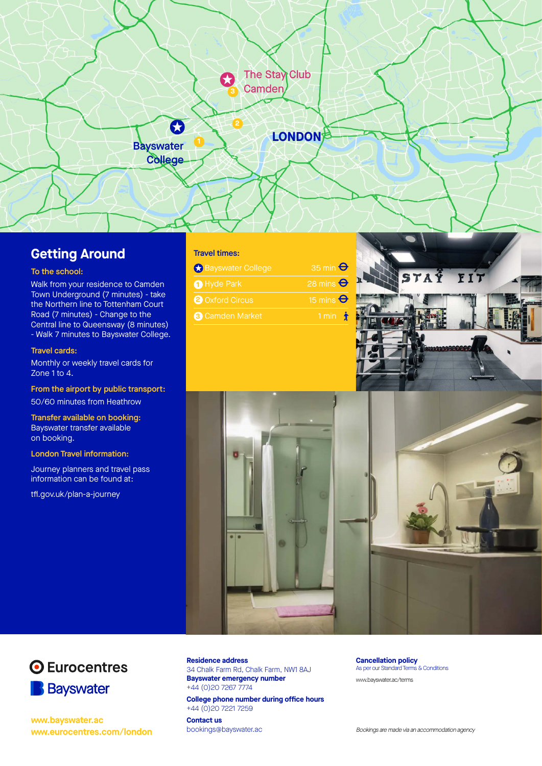## Getting Around

**To the school:**

Walk from your residence to Camden Town Underground (7 minutes) - take the Northern line to Tottenham Court Road (7 minutes) - Change to the Central line to Queensway (8 minutes) - Walk 7 minutes to Bayswater College.

**Travel cards:**

Monthly or weekly travel cards for Zone 1 to 4.

**From the airport by public transport:**

50/60 minutes from Heathrow

**Transfer available on booking:**

Bayswater transfer available on booking.

**London Travel information:**

Journey planners and travel pass information can be found at:

tfl.gov.uk/plan-a-journey

**Travel times:**

| | |
|---|---|
| Bayswater College | 35 min |
| 1 Hyde Park | 28 mins |
| 2 Oxford Circus | 15 mins |
| 3 Camden Market | 1 min |

Eurocentres
Bayswater

www.bayswater.ac
www.eurocentres.com/london

**Residence address**
34 Chalk Farm Rd, Chalk Farm, NW1 8AJ

**Bayswater emergency number**
+44 (0)20 7267 7774

**College phone number during office hours**
+44 (0)20 7221 7259

**Contact us**
bookings@bayswater.ac

**Cancellation policy**
As per our Standard Terms & Conditions

www.bayswater.ac/terms

*Bookings are made via an accommodation agency*